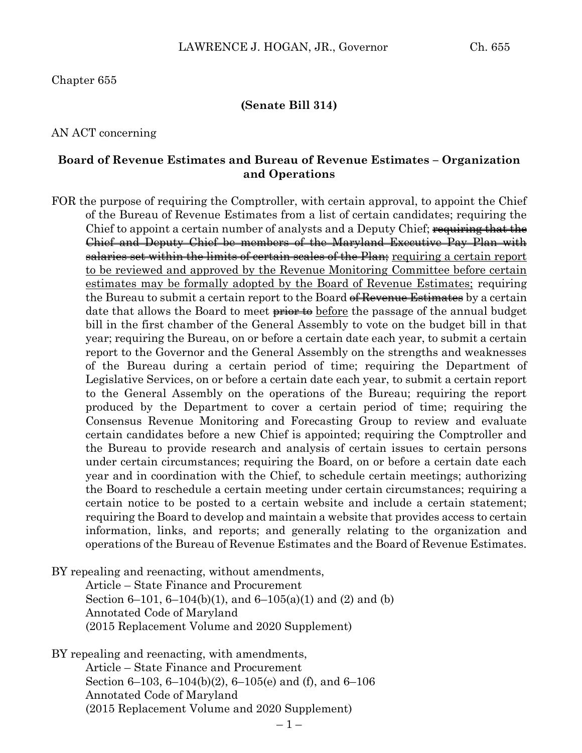Chapter 655

**(Senate Bill 314)**

AN ACT concerning

**Board of Revenue Estimates and Bureau of Revenue Estimates – Organization and Operations**

FOR the purpose of requiring the Comptroller, with certain approval, to appoint the Chief of the Bureau of Revenue Estimates from a list of certain candidates; requiring the Chief to appoint a certain number of analysts and a Deputy Chief; ~~requiring that the Chief and Deputy Chief be members of the Maryland Executive Pay Plan with salaries set within the limits of certain scales of the Plan;~~ <u>requiring a certain report to be reviewed and approved by the Revenue Monitoring Committee before certain estimates may be formally adopted by the Board of Revenue Estimates;</u> requiring the Bureau to submit a certain report to the Board ~~of Revenue Estimates~~ by a certain date that allows the Board to meet ~~prior to~~ <u>before</u> the passage of the annual budget bill in the first chamber of the General Assembly to vote on the budget bill in that year; requiring the Bureau, on or before a certain date each year, to submit a certain report to the Governor and the General Assembly on the strengths and weaknesses of the Bureau during a certain period of time; requiring the Department of Legislative Services, on or before a certain date each year, to submit a certain report to the General Assembly on the operations of the Bureau; requiring the report produced by the Department to cover a certain period of time; requiring the Consensus Revenue Monitoring and Forecasting Group to review and evaluate certain candidates before a new Chief is appointed; requiring the Comptroller and the Bureau to provide research and analysis of certain issues to certain persons under certain circumstances; requiring the Board, on or before a certain date each year and in coordination with the Chief, to schedule certain meetings; authorizing the Board to reschedule a certain meeting under certain circumstances; requiring a certain notice to be posted to a certain website and include a certain statement; requiring the Board to develop and maintain a website that provides access to certain information, links, and reports; and generally relating to the organization and operations of the Bureau of Revenue Estimates and the Board of Revenue Estimates.

BY repealing and reenacting, without amendments,
Article – State Finance and Procurement
Section 6–101, 6–104(b)(1), and 6–105(a)(1) and (2) and (b)
Annotated Code of Maryland
(2015 Replacement Volume and 2020 Supplement)

BY repealing and reenacting, with amendments,
Article – State Finance and Procurement
Section 6–103, 6–104(b)(2), 6–105(e) and (f), and 6–106
Annotated Code of Maryland
(2015 Replacement Volume and 2020 Supplement)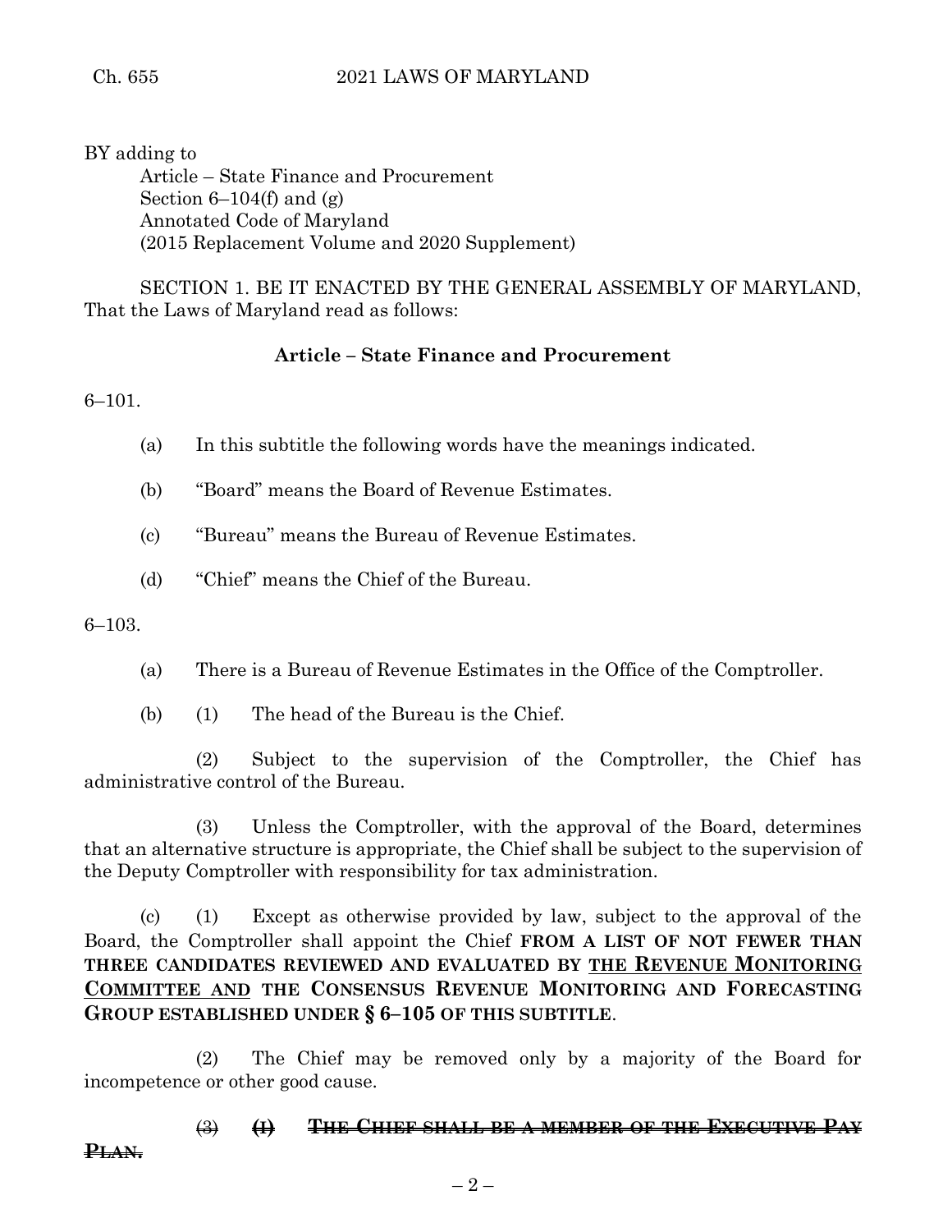BY adding to

Article – State Finance and Procurement
Section 6–104(f) and (g)
Annotated Code of Maryland
(2015 Replacement Volume and 2020 Supplement)

SECTION 1. BE IT ENACTED BY THE GENERAL ASSEMBLY OF MARYLAND, That the Laws of Maryland read as follows:

**Article – State Finance and Procurement**

6–101.

(a) In this subtitle the following words have the meanings indicated.

(b) "Board" means the Board of Revenue Estimates.

(c) "Bureau" means the Bureau of Revenue Estimates.

(d) "Chief" means the Chief of the Bureau.

6–103.

(a) There is a Bureau of Revenue Estimates in the Office of the Comptroller.

(b) (1) The head of the Bureau is the Chief.

(2) Subject to the supervision of the Comptroller, the Chief has administrative control of the Bureau.

(3) Unless the Comptroller, with the approval of the Board, determines that an alternative structure is appropriate, the Chief shall be subject to the supervision of the Deputy Comptroller with responsibility for tax administration.

(c) (1) Except as otherwise provided by law, subject to the approval of the Board, the Comptroller shall appoint the Chief **FROM A LIST OF NOT FEWER THAN THREE CANDIDATES REVIEWED AND EVALUATED BY <u>THE REVENUE MONITORING COMMITTEE AND</u> THE CONSENSUS REVENUE MONITORING AND FORECASTING GROUP ESTABLISHED UNDER § 6–105 OF THIS SUBTITLE**.

(2) The Chief may be removed only by a majority of the Board for incompetence or other good cause.

~~(3)~~ ~~**(I) THE CHIEF SHALL BE A MEMBER OF THE EXECUTIVE PAY PLAN.**~~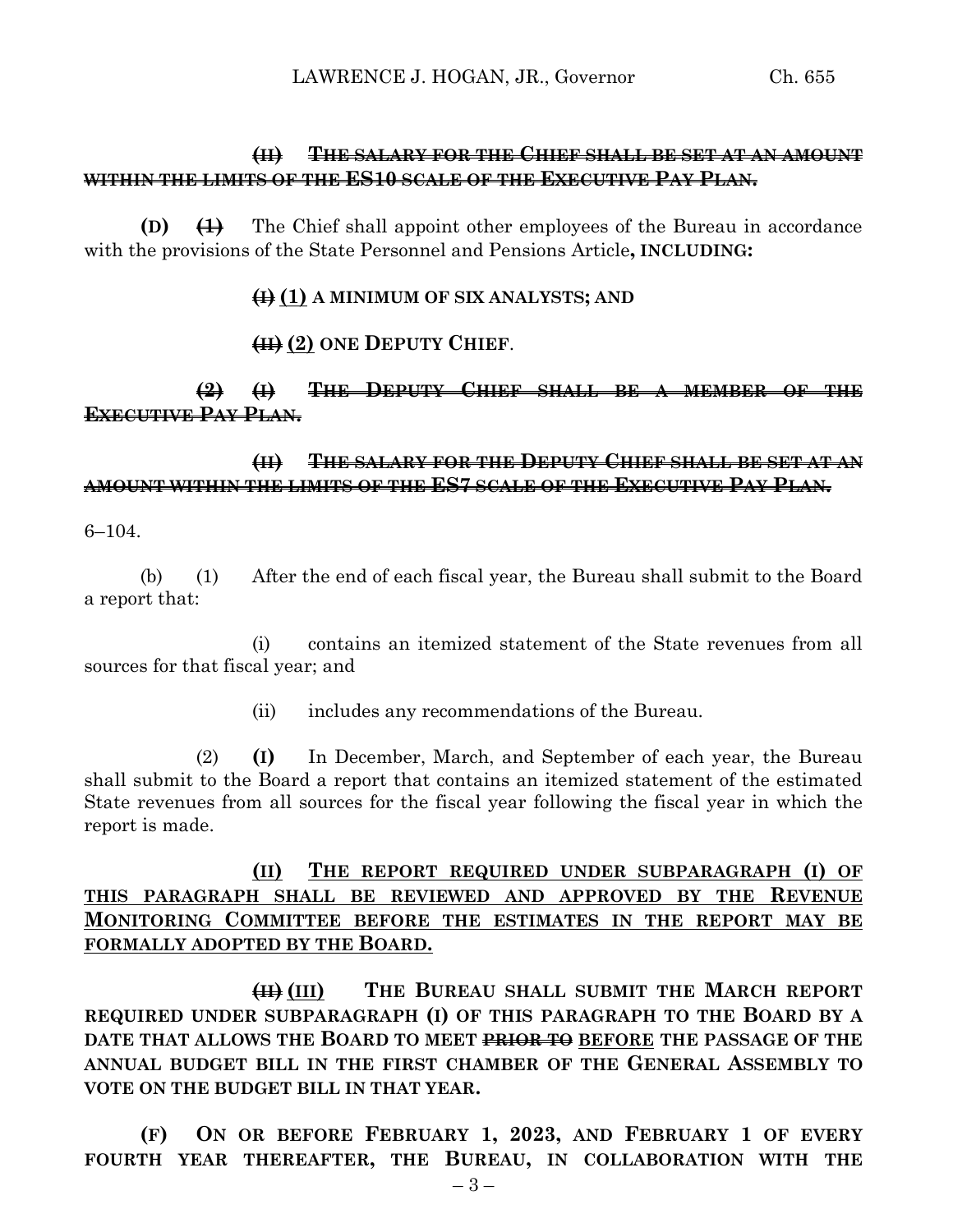~~**(II) THE SALARY FOR THE CHIEF SHALL BE SET AT AN AMOUNT WITHIN THE LIMITS OF THE ES10 SCALE OF THE EXECUTIVE PAY PLAN.**~~

**(D)** ~~**(1)**~~ The Chief shall appoint other employees of the Bureau in accordance with the provisions of the State Personnel and Pensions Article**, INCLUDING:**

~~**(I)**~~ <u>**(1)**</u> **A MINIMUM OF SIX ANALYSTS; AND**

~~**(II)**~~ <u>**(2)**</u> **ONE DEPUTY CHIEF**.

~~**(2) (I) THE DEPUTY CHIEF SHALL BE A MEMBER OF THE EXECUTIVE PAY PLAN.**~~

~~**(II) THE SALARY FOR THE DEPUTY CHIEF SHALL BE SET AT AN AMOUNT WITHIN THE LIMITS OF THE ES7 SCALE OF THE EXECUTIVE PAY PLAN.**~~

6–104.

(b) (1) After the end of each fiscal year, the Bureau shall submit to the Board a report that:

(i) contains an itemized statement of the State revenues from all sources for that fiscal year; and

(ii) includes any recommendations of the Bureau.

(2) **(I)** In December, March, and September of each year, the Bureau shall submit to the Board a report that contains an itemized statement of the estimated State revenues from all sources for the fiscal year following the fiscal year in which the report is made.

<u>**(II) THE REPORT REQUIRED UNDER SUBPARAGRAPH (I) OF THIS PARAGRAPH SHALL BE REVIEWED AND APPROVED BY THE REVENUE MONITORING COMMITTEE BEFORE THE ESTIMATES IN THE REPORT MAY BE FORMALLY ADOPTED BY THE BOARD.**</u>

~~**(II)**~~ <u>**(III)**</u> **THE BUREAU SHALL SUBMIT THE MARCH REPORT REQUIRED UNDER SUBPARAGRAPH (I) OF THIS PARAGRAPH TO THE BOARD BY A DATE THAT ALLOWS THE BOARD TO MEET** ~~**PRIOR TO**~~ <u>**BEFORE**</u> **THE PASSAGE OF THE ANNUAL BUDGET BILL IN THE FIRST CHAMBER OF THE GENERAL ASSEMBLY TO VOTE ON THE BUDGET BILL IN THAT YEAR.**

**(F) ON OR BEFORE FEBRUARY 1, 2023, AND FEBRUARY 1 OF EVERY FOURTH YEAR THEREAFTER, THE BUREAU, IN COLLABORATION WITH THE**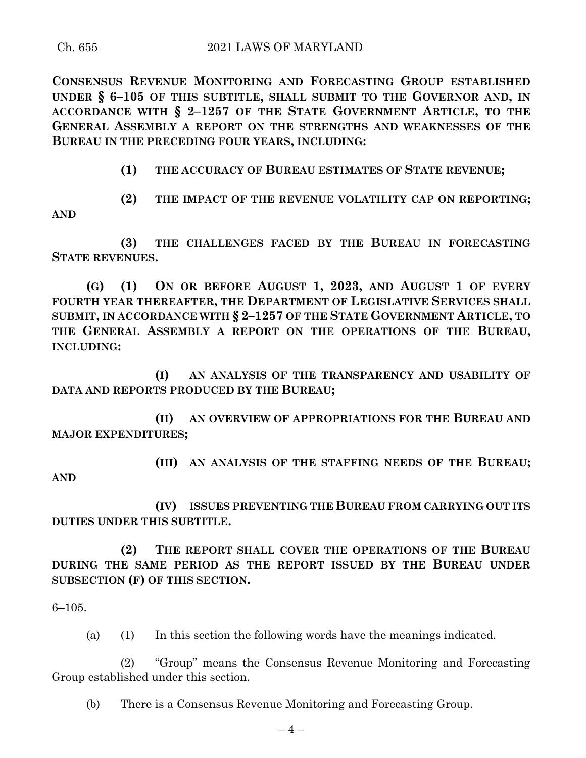**CONSENSUS REVENUE MONITORING AND FORECASTING GROUP ESTABLISHED UNDER § 6–105 OF THIS SUBTITLE, SHALL SUBMIT TO THE GOVERNOR AND, IN ACCORDANCE WITH § 2–1257 OF THE STATE GOVERNMENT ARTICLE, TO THE GENERAL ASSEMBLY A REPORT ON THE STRENGTHS AND WEAKNESSES OF THE BUREAU IN THE PRECEDING FOUR YEARS, INCLUDING:**

**(1) THE ACCURACY OF BUREAU ESTIMATES OF STATE REVENUE;**

**(2) THE IMPACT OF THE REVENUE VOLATILITY CAP ON REPORTING; AND**

**(3) THE CHALLENGES FACED BY THE BUREAU IN FORECASTING STATE REVENUES.**

**(G) (1) ON OR BEFORE AUGUST 1, 2023, AND AUGUST 1 OF EVERY FOURTH YEAR THEREAFTER, THE DEPARTMENT OF LEGISLATIVE SERVICES SHALL SUBMIT, IN ACCORDANCE WITH § 2–1257 OF THE STATE GOVERNMENT ARTICLE, TO THE GENERAL ASSEMBLY A REPORT ON THE OPERATIONS OF THE BUREAU, INCLUDING:**

**(I) AN ANALYSIS OF THE TRANSPARENCY AND USABILITY OF DATA AND REPORTS PRODUCED BY THE BUREAU;**

**(II) AN OVERVIEW OF APPROPRIATIONS FOR THE BUREAU AND MAJOR EXPENDITURES;**

**(III) AN ANALYSIS OF THE STAFFING NEEDS OF THE BUREAU; AND**

**(IV) ISSUES PREVENTING THE BUREAU FROM CARRYING OUT ITS DUTIES UNDER THIS SUBTITLE.**

**(2) THE REPORT SHALL COVER THE OPERATIONS OF THE BUREAU DURING THE SAME PERIOD AS THE REPORT ISSUED BY THE BUREAU UNDER SUBSECTION (F) OF THIS SECTION.**

6–105.

(a) (1) In this section the following words have the meanings indicated.

(2) "Group" means the Consensus Revenue Monitoring and Forecasting Group established under this section.

(b) There is a Consensus Revenue Monitoring and Forecasting Group.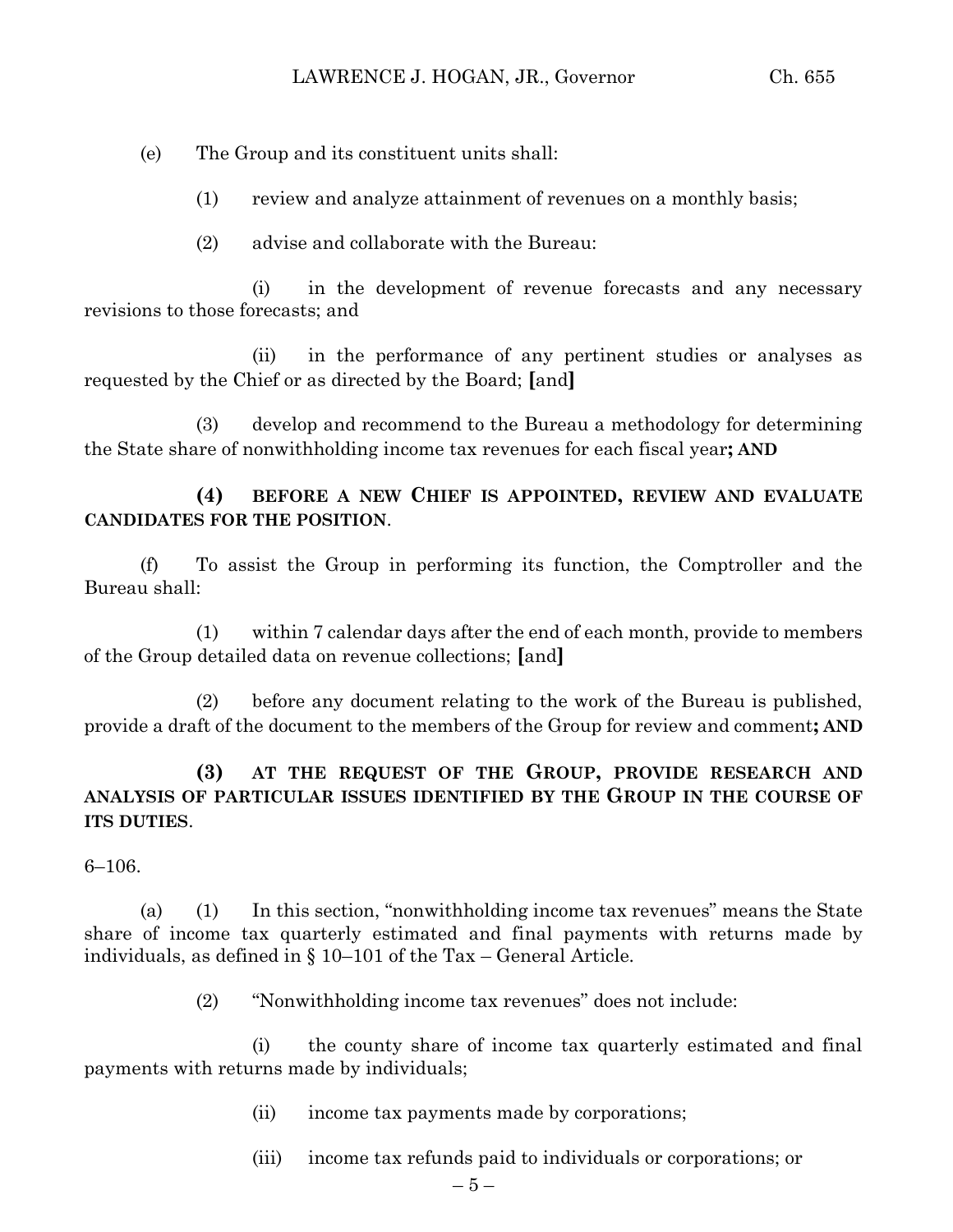(e) The Group and its constituent units shall:

(1) review and analyze attainment of revenues on a monthly basis;

(2) advise and collaborate with the Bureau:

(i) in the development of revenue forecasts and any necessary revisions to those forecasts; and

(ii) in the performance of any pertinent studies or analyses as requested by the Chief or as directed by the Board; **[**and**]**

(3) develop and recommend to the Bureau a methodology for determining the State share of nonwithholding income tax revenues for each fiscal year**; AND**

**(4) BEFORE A NEW CHIEF IS APPOINTED, REVIEW AND EVALUATE CANDIDATES FOR THE POSITION**.

(f) To assist the Group in performing its function, the Comptroller and the Bureau shall:

(1) within 7 calendar days after the end of each month, provide to members of the Group detailed data on revenue collections; **[**and**]**

(2) before any document relating to the work of the Bureau is published, provide a draft of the document to the members of the Group for review and comment**; AND**

**(3) AT THE REQUEST OF THE GROUP, PROVIDE RESEARCH AND ANALYSIS OF PARTICULAR ISSUES IDENTIFIED BY THE GROUP IN THE COURSE OF ITS DUTIES**.

6–106.

(a) (1) In this section, "nonwithholding income tax revenues" means the State share of income tax quarterly estimated and final payments with returns made by individuals, as defined in § 10–101 of the Tax – General Article.

(2) "Nonwithholding income tax revenues" does not include:

(i) the county share of income tax quarterly estimated and final payments with returns made by individuals;

(ii) income tax payments made by corporations;

(iii) income tax refunds paid to individuals or corporations; or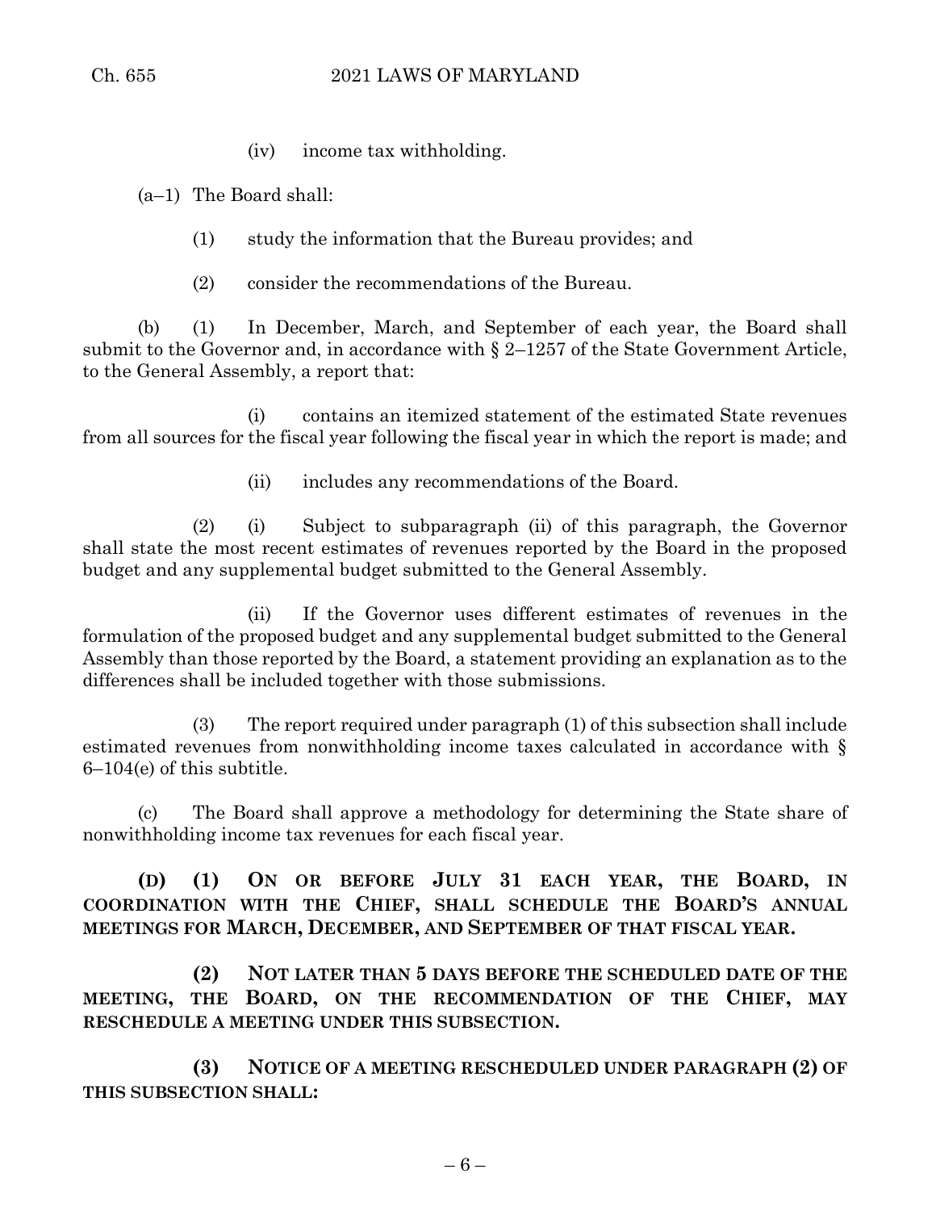(iv) income tax withholding.

(a–1) The Board shall:

(1) study the information that the Bureau provides; and

(2) consider the recommendations of the Bureau.

(b) (1) In December, March, and September of each year, the Board shall submit to the Governor and, in accordance with § 2–1257 of the State Government Article, to the General Assembly, a report that:

(i) contains an itemized statement of the estimated State revenues from all sources for the fiscal year following the fiscal year in which the report is made; and

(ii) includes any recommendations of the Board.

(2) (i) Subject to subparagraph (ii) of this paragraph, the Governor shall state the most recent estimates of revenues reported by the Board in the proposed budget and any supplemental budget submitted to the General Assembly.

(ii) If the Governor uses different estimates of revenues in the formulation of the proposed budget and any supplemental budget submitted to the General Assembly than those reported by the Board, a statement providing an explanation as to the differences shall be included together with those submissions.

(3) The report required under paragraph (1) of this subsection shall include estimated revenues from nonwithholding income taxes calculated in accordance with § 6–104(e) of this subtitle.

(c) The Board shall approve a methodology for determining the State share of nonwithholding income tax revenues for each fiscal year.

**(D) (1) ON OR BEFORE JULY 31 EACH YEAR, THE BOARD, IN COORDINATION WITH THE CHIEF, SHALL SCHEDULE THE BOARD'S ANNUAL MEETINGS FOR MARCH, DECEMBER, AND SEPTEMBER OF THAT FISCAL YEAR.**

**(2) NOT LATER THAN 5 DAYS BEFORE THE SCHEDULED DATE OF THE MEETING, THE BOARD, ON THE RECOMMENDATION OF THE CHIEF, MAY RESCHEDULE A MEETING UNDER THIS SUBSECTION.**

**(3) NOTICE OF A MEETING RESCHEDULED UNDER PARAGRAPH (2) OF THIS SUBSECTION SHALL:**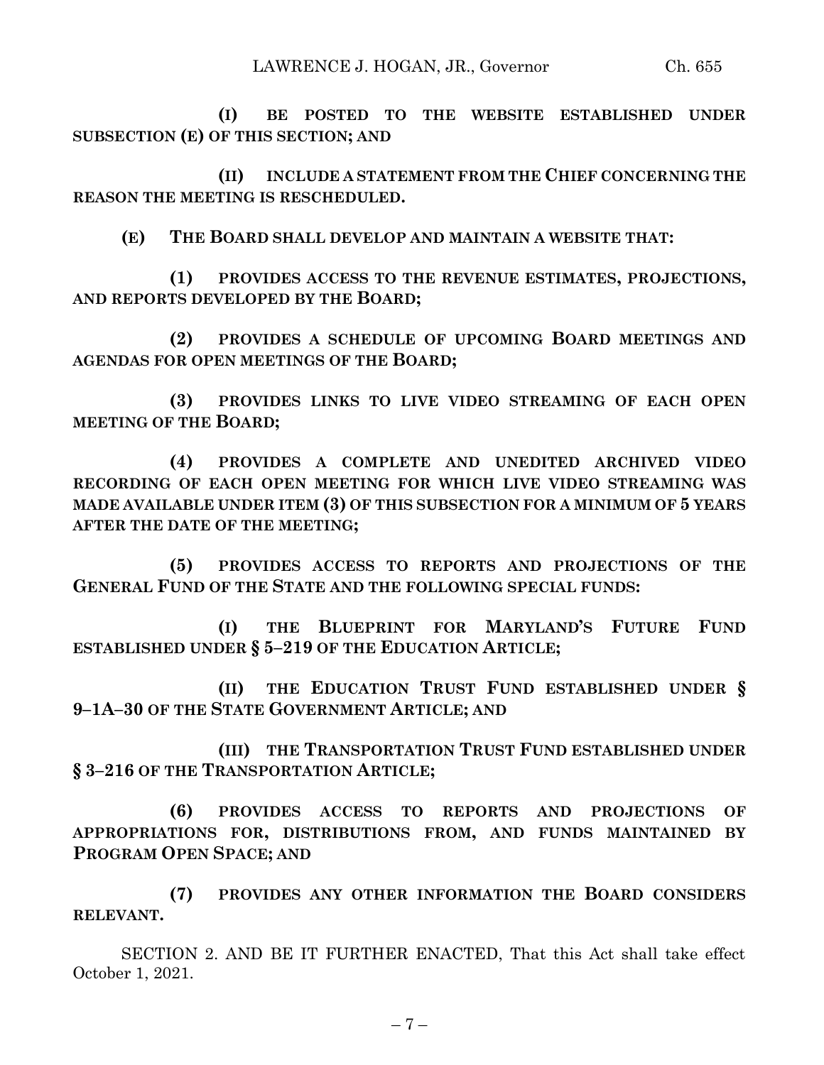**(I) BE POSTED TO THE WEBSITE ESTABLISHED UNDER SUBSECTION (E) OF THIS SECTION; AND**

**(II) INCLUDE A STATEMENT FROM THE CHIEF CONCERNING THE REASON THE MEETING IS RESCHEDULED.**

**(E) THE BOARD SHALL DEVELOP AND MAINTAIN A WEBSITE THAT:**

**(1) PROVIDES ACCESS TO THE REVENUE ESTIMATES, PROJECTIONS, AND REPORTS DEVELOPED BY THE BOARD;**

**(2) PROVIDES A SCHEDULE OF UPCOMING BOARD MEETINGS AND AGENDAS FOR OPEN MEETINGS OF THE BOARD;**

**(3) PROVIDES LINKS TO LIVE VIDEO STREAMING OF EACH OPEN MEETING OF THE BOARD;**

**(4) PROVIDES A COMPLETE AND UNEDITED ARCHIVED VIDEO RECORDING OF EACH OPEN MEETING FOR WHICH LIVE VIDEO STREAMING WAS MADE AVAILABLE UNDER ITEM (3) OF THIS SUBSECTION FOR A MINIMUM OF 5 YEARS AFTER THE DATE OF THE MEETING;**

**(5) PROVIDES ACCESS TO REPORTS AND PROJECTIONS OF THE GENERAL FUND OF THE STATE AND THE FOLLOWING SPECIAL FUNDS:**

**(I) THE BLUEPRINT FOR MARYLAND'S FUTURE FUND ESTABLISHED UNDER § 5–219 OF THE EDUCATION ARTICLE;**

**(II) THE EDUCATION TRUST FUND ESTABLISHED UNDER § 9–1A–30 OF THE STATE GOVERNMENT ARTICLE; AND**

**(III) THE TRANSPORTATION TRUST FUND ESTABLISHED UNDER § 3–216 OF THE TRANSPORTATION ARTICLE;**

**(6) PROVIDES ACCESS TO REPORTS AND PROJECTIONS OF APPROPRIATIONS FOR, DISTRIBUTIONS FROM, AND FUNDS MAINTAINED BY PROGRAM OPEN SPACE; AND**

**(7) PROVIDES ANY OTHER INFORMATION THE BOARD CONSIDERS RELEVANT.**

SECTION 2. AND BE IT FURTHER ENACTED, That this Act shall take effect October 1, 2021.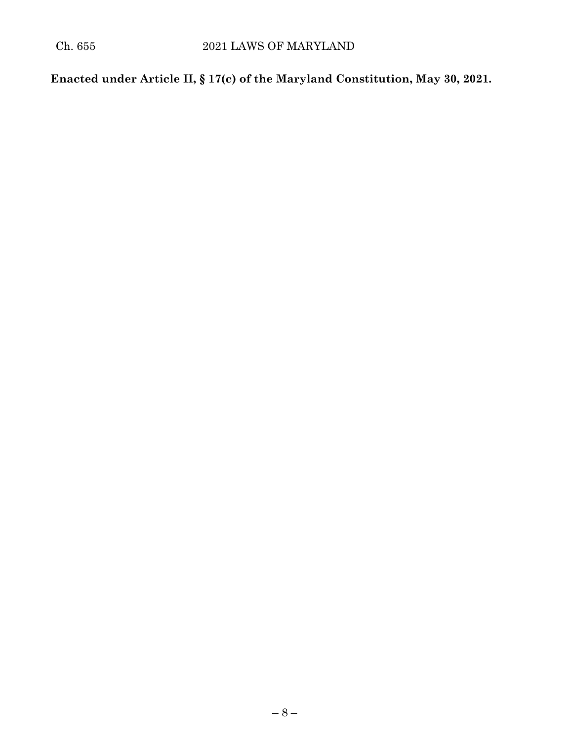**Enacted under Article II, § 17(c) of the Maryland Constitution, May 30, 2021.**